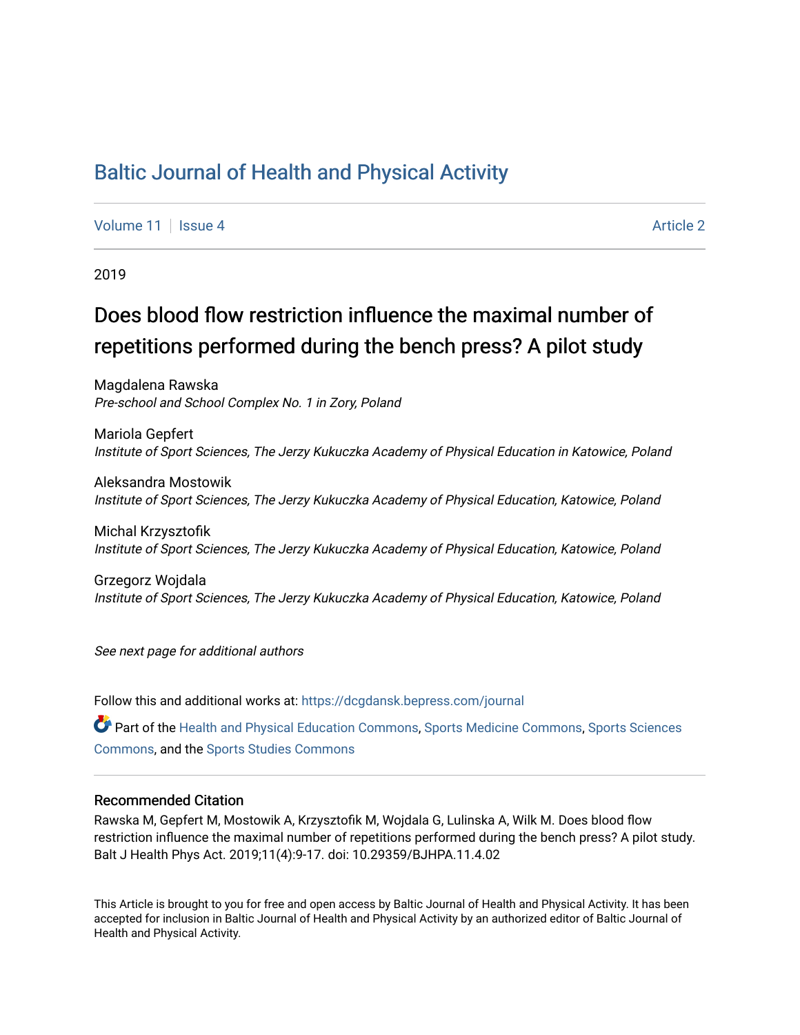# Baltic Journal of Health and Physical Activity

Volume 11 | Issue 4 | Article 2

2019

## Does blood flow restriction influence the maximal number of repetitions performed during the bench press? A pilot study

Magdalena Rawska
*Pre-school and School Complex No. 1 in Zory, Poland*

Mariola Gepfert
*Institute of Sport Sciences, The Jerzy Kukuczka Academy of Physical Education in Katowice, Poland*

Aleksandra Mostowik
*Institute of Sport Sciences, The Jerzy Kukuczka Academy of Physical Education, Katowice, Poland*

Michal Krzysztofik
*Institute of Sport Sciences, The Jerzy Kukuczka Academy of Physical Education, Katowice, Poland*

Grzegorz Wojdala
*Institute of Sport Sciences, The Jerzy Kukuczka Academy of Physical Education, Katowice, Poland*

*See next page for additional authors*

Follow this and additional works at: https://dcgdansk.bepress.com/journal

Part of the Health and Physical Education Commons, Sports Medicine Commons, Sports Sciences Commons, and the Sports Studies Commons

### Recommended Citation

Rawska M, Gepfert M, Mostowik A, Krzysztofik M, Wojdala G, Lulinska A, Wilk M. Does blood flow restriction influence the maximal number of repetitions performed during the bench press? A pilot study. Balt J Health Phys Act. 2019;11(4):9-17. doi: 10.29359/BJHPA.11.4.02

This Article is brought to you for free and open access by Baltic Journal of Health and Physical Activity. It has been accepted for inclusion in Baltic Journal of Health and Physical Activity by an authorized editor of Baltic Journal of Health and Physical Activity.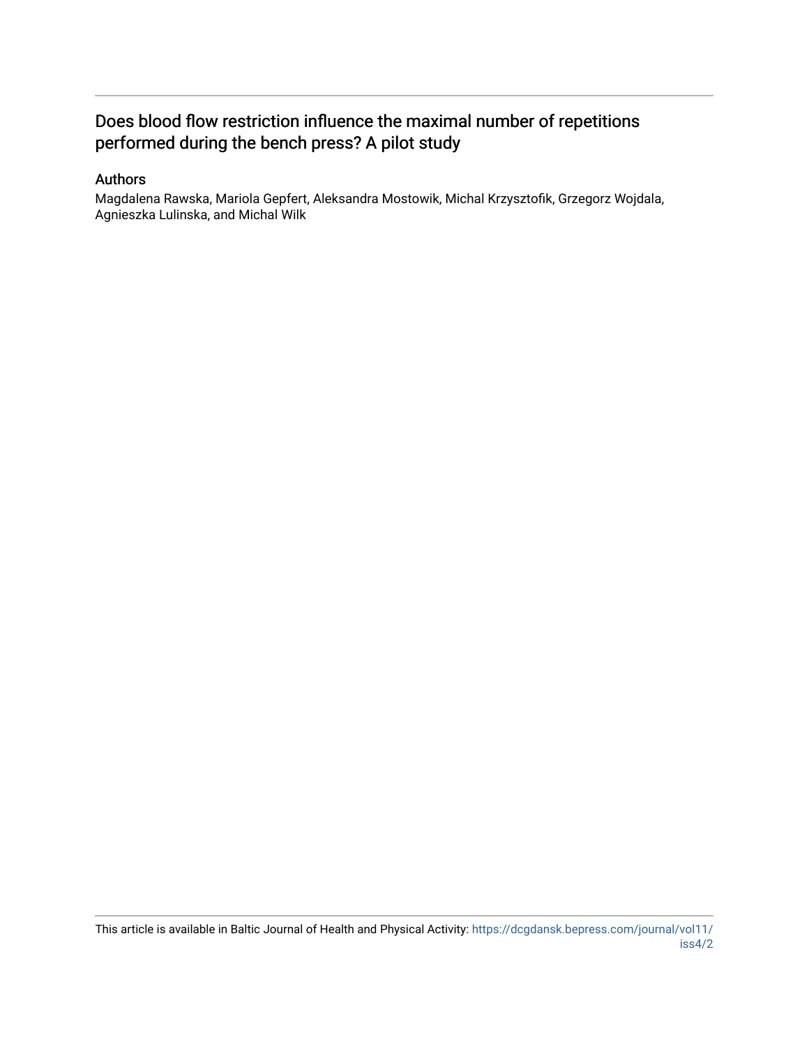# Does blood flow restriction influence the maximal number of repetitions performed during the bench press? A pilot study

## Authors

Magdalena Rawska, Mariola Gepfert, Aleksandra Mostowik, Michal Krzysztofik, Grzegorz Wojdala, Agnieszka Lulinska, and Michal Wilk

This article is available in Baltic Journal of Health and Physical Activity: https://dcgdansk.bepress.com/journal/vol11/iss4/2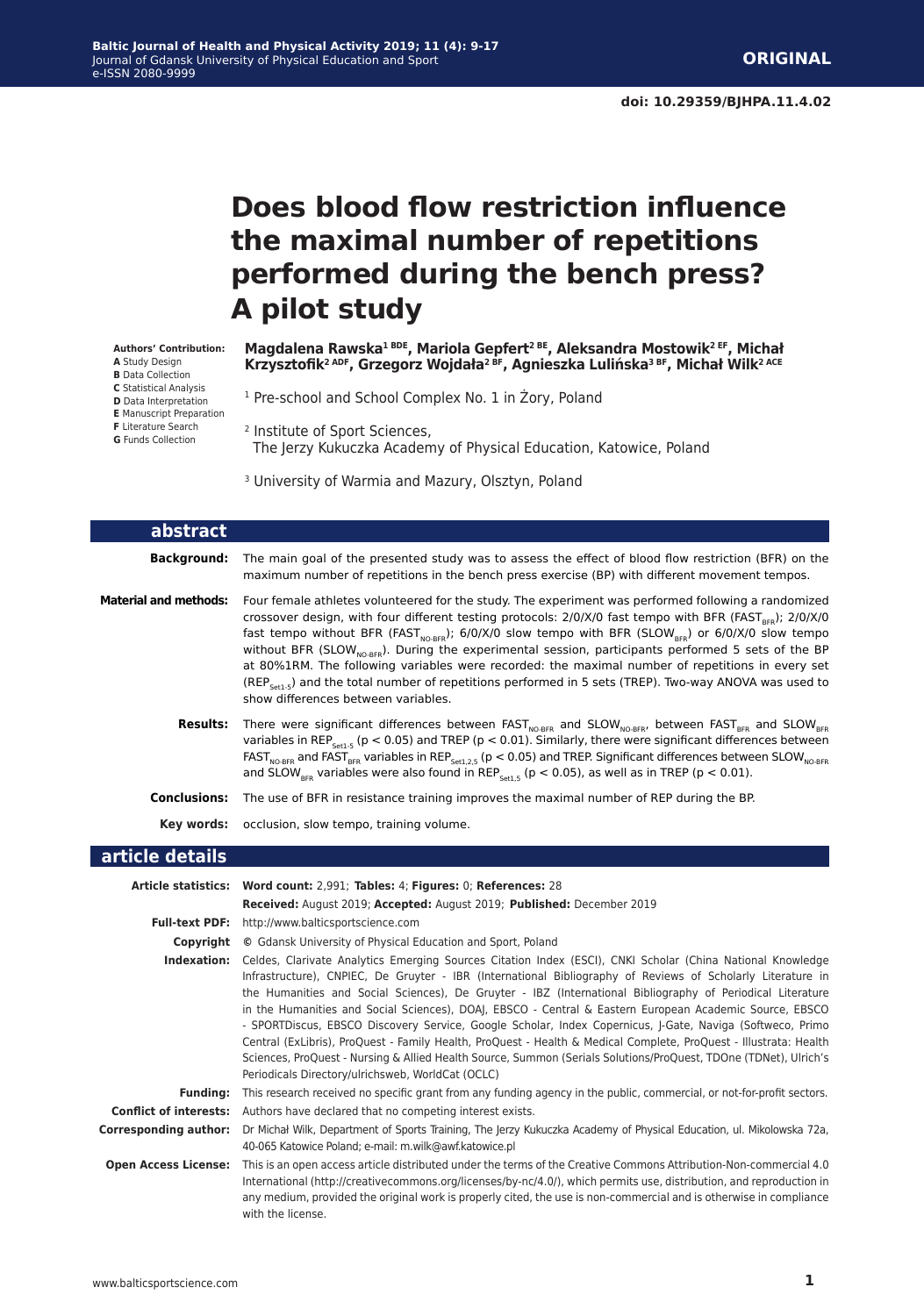**ORIGINAL**

doi: 10.29359/BJHPA.11.4.02

# Does blood flow restriction influence the maximal number of repetitions performed during the bench press? A pilot study

**Authors' Contribution:**
**A** Study Design
**B** Data Collection
**C** Statistical Analysis
**D** Data Interpretation
**E** Manuscript Preparation
**F** Literature Search
**G** Funds Collection

**Magdalena Rawska[1 BDE], Mariola Gepfert[2 BE], Aleksandra Mostowik[2 EF], Michał Krzysztofik[2 ADF], Grzegorz Wojdała[2 BF], Agnieszka Lulińska[3 BF], Michał Wilk[2 ACE]**

[1] Pre-school and School Complex No. 1 in Żory, Poland

[2] Institute of Sport Sciences, The Jerzy Kukuczka Academy of Physical Education, Katowice, Poland

[3] University of Warmia and Mazury, Olsztyn, Poland

## abstract

**Background:** The main goal of the presented study was to assess the effect of blood flow restriction (BFR) on the maximum number of repetitions in the bench press exercise (BP) with different movement tempos.

**Material and methods:** Four female athletes volunteered for the study. The experiment was performed following a randomized crossover design, with four different testing protocols: 2/0/X/0 fast tempo with BFR ($FAST_{BFR}$); 2/0/X/0 fast tempo without BFR ($FAST_{NO-BFR}$); 6/0/X/0 slow tempo with BFR ($SLOW_{BFR}$) or 6/0/X/0 slow tempo without BFR ($SLOW_{NO-BFR}$). During the experimental session, participants performed 5 sets of the BP at 80%1RM. The following variables were recorded: the maximal number of repetitions in every set ($REP_{Set1-5}$) and the total number of repetitions performed in 5 sets (TREP). Two-way ANOVA was used to show differences between variables.

**Results:** There were significant differences between $FAST_{NO-BFR}$ and $SLOW_{NO-BFR}$, between $FAST_{BFR}$ and $SLOW_{BFR}$ variables in $REP_{Set1-5}$ ($p < 0.05$) and TREP ($p < 0.01$). Similarly, there were significant differences between $FAST_{NO-BFR}$ and $FAST_{BFR}$ variables in $REP_{Set1,2,5}$ ($p < 0.05$) and TREP. Significant differences between $SLOW_{NO-BFR}$ and $SLOW_{BFR}$ variables were also found in $REP_{Set1,5}$ ($p < 0.05$), as well as in TREP ($p < 0.01$).

**Conclusions:** The use of BFR in resistance training improves the maximal number of REP during the BP.

**Key words:** occlusion, slow tempo, training volume.

## article details

**Article statistics:** **Word count:** 2,991; **Tables:** 4; **Figures:** 0; **References:** 28
**Received:** August 2019; **Accepted:** August 2019; **Published:** December 2019

**Full-text PDF:** http://www.balticsportscience.com

**Copyright** © Gdansk University of Physical Education and Sport, Poland

**Indexation:** Celdes, Clarivate Analytics Emerging Sources Citation Index (ESCI), CNKI Scholar (China National Knowledge Infrastructure), CNPIEC, De Gruyter - IBR (International Bibliography of Reviews of Scholarly Literature in the Humanities and Social Sciences), De Gruyter - IBZ (International Bibliography of Periodical Literature in the Humanities and Social Sciences), DOAJ, EBSCO - Central & Eastern European Academic Source, EBSCO - SPORTDiscus, EBSCO Discovery Service, Google Scholar, Index Copernicus, J-Gate, Naviga (Softweco, Primo Central (ExLibris), ProQuest - Family Health, ProQuest - Health & Medical Complete, ProQuest - Illustrata: Health Sciences, ProQuest - Nursing & Allied Health Source, Summon (Serials Solutions/ProQuest, TDOne (TDNet), Ulrich's Periodicals Directory/ulrichsweb, WorldCat (OCLC)

**Funding:** This research received no specific grant from any funding agency in the public, commercial, or not-for-profit sectors.

**Conflict of interests:** Authors have declared that no competing interest exists.

**Corresponding author:** Dr Michał Wilk, Department of Sports Training, The Jerzy Kukuczka Academy of Physical Education, ul. Mikolowska 72a, 40-065 Katowice Poland; e-mail: m.wilk@awf.katowice.pl

**Open Access License:** This is an open access article distributed under the terms of the Creative Commons Attribution-Non-commercial 4.0 International (http://creativecommons.org/licenses/by-nc/4.0/), which permits use, distribution, and reproduction in any medium, provided the original work is properly cited, the use is non-commercial and is otherwise in compliance with the license.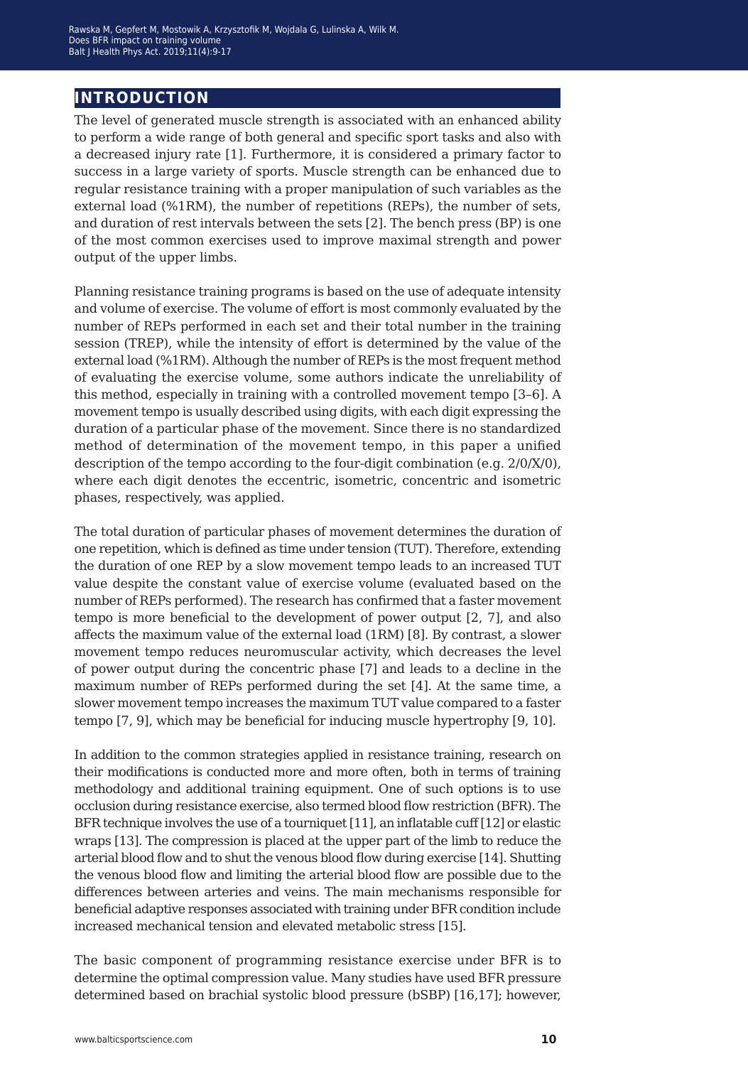## INTRODUCTION

The level of generated muscle strength is associated with an enhanced ability to perform a wide range of both general and specific sport tasks and also with a decreased injury rate [1]. Furthermore, it is considered a primary factor to success in a large variety of sports. Muscle strength can be enhanced due to regular resistance training with a proper manipulation of such variables as the external load (%1RM), the number of repetitions (REPs), the number of sets, and duration of rest intervals between the sets [2]. The bench press (BP) is one of the most common exercises used to improve maximal strength and power output of the upper limbs.

Planning resistance training programs is based on the use of adequate intensity and volume of exercise. The volume of effort is most commonly evaluated by the number of REPs performed in each set and their total number in the training session (TREP), while the intensity of effort is determined by the value of the external load (%1RM). Although the number of REPs is the most frequent method of evaluating the exercise volume, some authors indicate the unreliability of this method, especially in training with a controlled movement tempo [3–6]. A movement tempo is usually described using digits, with each digit expressing the duration of a particular phase of the movement. Since there is no standardized method of determination of the movement tempo, in this paper a unified description of the tempo according to the four-digit combination (e.g. 2/0/X/0), where each digit denotes the eccentric, isometric, concentric and isometric phases, respectively, was applied.

The total duration of particular phases of movement determines the duration of one repetition, which is defined as time under tension (TUT). Therefore, extending the duration of one REP by a slow movement tempo leads to an increased TUT value despite the constant value of exercise volume (evaluated based on the number of REPs performed). The research has confirmed that a faster movement tempo is more beneficial to the development of power output [2, 7], and also affects the maximum value of the external load (1RM) [8]. By contrast, a slower movement tempo reduces neuromuscular activity, which decreases the level of power output during the concentric phase [7] and leads to a decline in the maximum number of REPs performed during the set [4]. At the same time, a slower movement tempo increases the maximum TUT value compared to a faster tempo [7, 9], which may be beneficial for inducing muscle hypertrophy [9, 10].

In addition to the common strategies applied in resistance training, research on their modifications is conducted more and more often, both in terms of training methodology and additional training equipment. One of such options is to use occlusion during resistance exercise, also termed blood flow restriction (BFR). The BFR technique involves the use of a tourniquet [11], an inflatable cuff [12] or elastic wraps [13]. The compression is placed at the upper part of the limb to reduce the arterial blood flow and to shut the venous blood flow during exercise [14]. Shutting the venous blood flow and limiting the arterial blood flow are possible due to the differences between arteries and veins. The main mechanisms responsible for beneficial adaptive responses associated with training under BFR condition include increased mechanical tension and elevated metabolic stress [15].

The basic component of programming resistance exercise under BFR is to determine the optimal compression value. Many studies have used BFR pressure determined based on brachial systolic blood pressure (bSBP) [16,17]; however,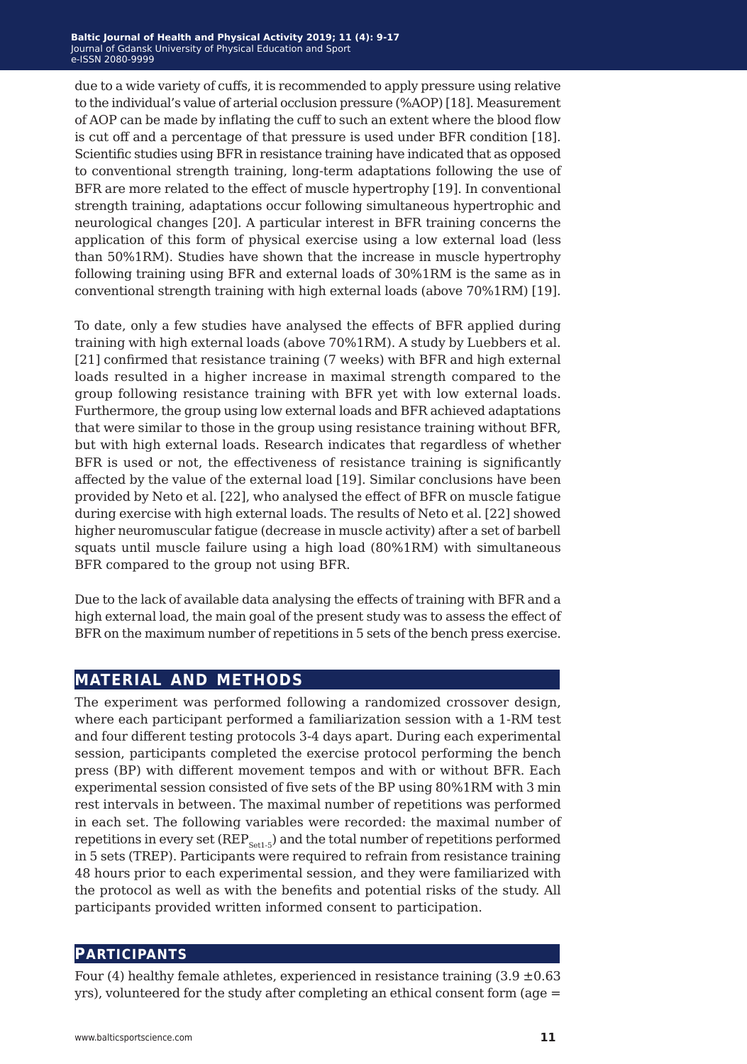due to a wide variety of cuffs, it is recommended to apply pressure using relative to the individual's value of arterial occlusion pressure (%AOP) [18]. Measurement of AOP can be made by inflating the cuff to such an extent where the blood flow is cut off and a percentage of that pressure is used under BFR condition [18]. Scientific studies using BFR in resistance training have indicated that as opposed to conventional strength training, long-term adaptations following the use of BFR are more related to the effect of muscle hypertrophy [19]. In conventional strength training, adaptations occur following simultaneous hypertrophic and neurological changes [20]. A particular interest in BFR training concerns the application of this form of physical exercise using a low external load (less than 50%1RM). Studies have shown that the increase in muscle hypertrophy following training using BFR and external loads of 30%1RM is the same as in conventional strength training with high external loads (above 70%1RM) [19].

To date, only a few studies have analysed the effects of BFR applied during training with high external loads (above 70%1RM). A study by Luebbers et al. [21] confirmed that resistance training (7 weeks) with BFR and high external loads resulted in a higher increase in maximal strength compared to the group following resistance training with BFR yet with low external loads. Furthermore, the group using low external loads and BFR achieved adaptations that were similar to those in the group using resistance training without BFR, but with high external loads. Research indicates that regardless of whether BFR is used or not, the effectiveness of resistance training is significantly affected by the value of the external load [19]. Similar conclusions have been provided by Neto et al. [22], who analysed the effect of BFR on muscle fatigue during exercise with high external loads. The results of Neto et al. [22] showed higher neuromuscular fatigue (decrease in muscle activity) after a set of barbell squats until muscle failure using a high load (80%1RM) with simultaneous BFR compared to the group not using BFR.

Due to the lack of available data analysing the effects of training with BFR and a high external load, the main goal of the present study was to assess the effect of BFR on the maximum number of repetitions in 5 sets of the bench press exercise.

## MATERIAL AND METHODS

The experiment was performed following a randomized crossover design, where each participant performed a familiarization session with a 1-RM test and four different testing protocols 3-4 days apart. During each experimental session, participants completed the exercise protocol performing the bench press (BP) with different movement tempos and with or without BFR. Each experimental session consisted of five sets of the BP using 80%1RM with 3 min rest intervals in between. The maximal number of repetitions was performed in each set. The following variables were recorded: the maximal number of repetitions in every set ($REP_{Set1\text{-}5}$) and the total number of repetitions performed in 5 sets (TREP). Participants were required to refrain from resistance training 48 hours prior to each experimental session, and they were familiarized with the protocol as well as with the benefits and potential risks of the study. All participants provided written informed consent to participation.

## PARTICIPANTS

Four (4) healthy female athletes, experienced in resistance training (3.9 ±0.63 yrs), volunteered for the study after completing an ethical consent form (age =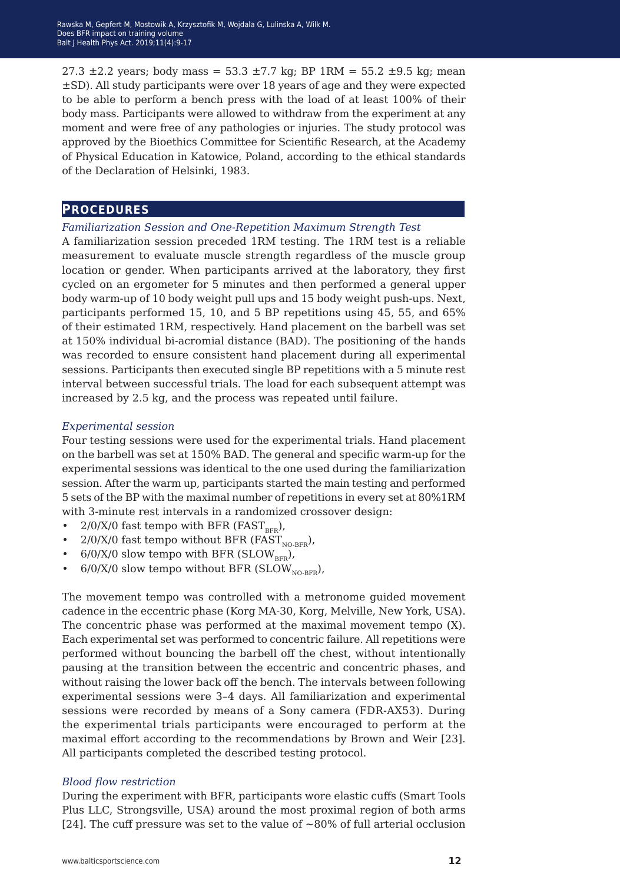27.3 ±2.2 years; body mass = 53.3 ±7.7 kg; BP 1RM = 55.2 ±9.5 kg; mean ±SD). All study participants were over 18 years of age and they were expected to be able to perform a bench press with the load of at least 100% of their body mass. Participants were allowed to withdraw from the experiment at any moment and were free of any pathologies or injuries. The study protocol was approved by the Bioethics Committee for Scientific Research, at the Academy of Physical Education in Katowice, Poland, according to the ethical standards of the Declaration of Helsinki, 1983.

## Procedures

*Familiarization Session and One-Repetition Maximum Strength Test*

A familiarization session preceded 1RM testing. The 1RM test is a reliable measurement to evaluate muscle strength regardless of the muscle group location or gender. When participants arrived at the laboratory, they first cycled on an ergometer for 5 minutes and then performed a general upper body warm-up of 10 body weight pull ups and 15 body weight push-ups. Next, participants performed 15, 10, and 5 BP repetitions using 45, 55, and 65% of their estimated 1RM, respectively. Hand placement on the barbell was set at 150% individual bi-acromial distance (BAD). The positioning of the hands was recorded to ensure consistent hand placement during all experimental sessions. Participants then executed single BP repetitions with a 5 minute rest interval between successful trials. The load for each subsequent attempt was increased by 2.5 kg, and the process was repeated until failure.

*Experimental session*

Four testing sessions were used for the experimental trials. Hand placement on the barbell was set at 150% BAD. The general and specific warm-up for the experimental sessions was identical to the one used during the familiarization session. After the warm up, participants started the main testing and performed 5 sets of the BP with the maximal number of repetitions in every set at 80%1RM with 3-minute rest intervals in a randomized crossover design:

- 2/0/X/0 fast tempo with BFR ($FAST_{BFR}$),
- 2/0/X/0 fast tempo without BFR ($FAST_{NO\text{-}BFR}$),
- 6/0/X/0 slow tempo with BFR ($SLOW_{BFR}$),
- 6/0/X/0 slow tempo without BFR ($SLOW_{NO\text{-}BFR}$),

The movement tempo was controlled with a metronome guided movement cadence in the eccentric phase (Korg MA-30, Korg, Melville, New York, USA). The concentric phase was performed at the maximal movement tempo (X). Each experimental set was performed to concentric failure. All repetitions were performed without bouncing the barbell off the chest, without intentionally pausing at the transition between the eccentric and concentric phases, and without raising the lower back off the bench. The intervals between following experimental sessions were 3–4 days. All familiarization and experimental sessions were recorded by means of a Sony camera (FDR-AX53). During the experimental trials participants were encouraged to perform at the maximal effort according to the recommendations by Brown and Weir [23]. All participants completed the described testing protocol.

*Blood flow restriction*

During the experiment with BFR, participants wore elastic cuffs (Smart Tools Plus LLC, Strongsville, USA) around the most proximal region of both arms [24]. The cuff pressure was set to the value of ~80% of full arterial occlusion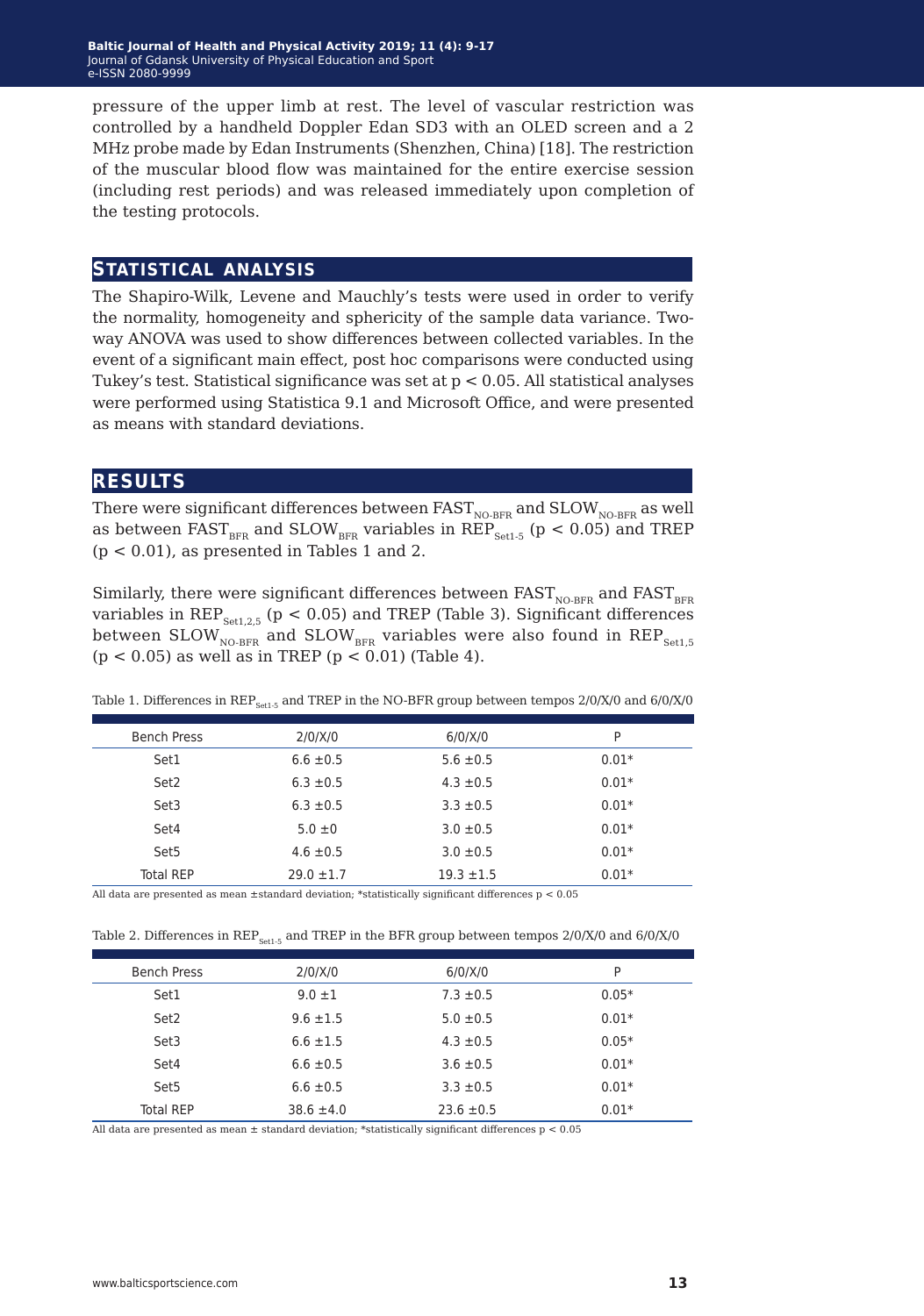pressure of the upper limb at rest. The level of vascular restriction was controlled by a handheld Doppler Edan SD3 with an OLED screen and a 2 MHz probe made by Edan Instruments (Shenzhen, China) [18]. The restriction of the muscular blood flow was maintained for the entire exercise session (including rest periods) and was released immediately upon completion of the testing protocols.

## STATISTICAL ANALYSIS

The Shapiro-Wilk, Levene and Mauchly's tests were used in order to verify the normality, homogeneity and sphericity of the sample data variance. Two-way ANOVA was used to show differences between collected variables. In the event of a significant main effect, post hoc comparisons were conducted using Tukey's test. Statistical significance was set at $p < 0.05$. All statistical analyses were performed using Statistica 9.1 and Microsoft Office, and were presented as means with standard deviations.

## RESULTS

There were significant differences between $FAST_{NO\text{-}BFR}$ and $SLOW_{NO\text{-}BFR}$ as well as between $FAST_{BFR}$ and $SLOW_{BFR}$ variables in $REP_{Set1\text{-}5}$ ($p < 0.05$) and TREP ($p < 0.01$), as presented in Tables 1 and 2.

Similarly, there were significant differences between $FAST_{NO\text{-}BFR}$ and $FAST_{BFR}$ variables in $REP_{Set1,2,5}$ ($p < 0.05$) and TREP (Table 3). Significant differences between $SLOW_{NO\text{-}BFR}$ and $SLOW_{BFR}$ variables were also found in $REP_{Set1,5}$ ($p < 0.05$) as well as in TREP ($p < 0.01$) (Table 4).

Table 1. Differences in $REP_{Set1\text{-}5}$ and TREP in the NO-BFR group between tempos 2/0/X/0 and 6/0/X/0

| Bench Press | 2/0/X/0 | 6/0/X/0 | P |
|---|---|---|---|
| Set1 | 6.6 ±0.5 | 5.6 ±0.5 | 0.01* |
| Set2 | 6.3 ±0.5 | 4.3 ±0.5 | 0.01* |
| Set3 | 6.3 ±0.5 | 3.3 ±0.5 | 0.01* |
| Set4 | 5.0 ±0 | 3.0 ±0.5 | 0.01* |
| Set5 | 4.6 ±0.5 | 3.0 ±0.5 | 0.01* |
| Total REP | 29.0 ±1.7 | 19.3 ±1.5 | 0.01* |

All data are presented as mean ±standard deviation; *statistically significant differences $p < 0.05$

Table 2. Differences in $REP_{Set1\text{-}5}$ and TREP in the BFR group between tempos 2/0/X/0 and 6/0/X/0

| Bench Press | 2/0/X/0 | 6/0/X/0 | P |
|---|---|---|---|
| Set1 | 9.0 ±1 | 7.3 ±0.5 | 0.05* |
| Set2 | 9.6 ±1.5 | 5.0 ±0.5 | 0.01* |
| Set3 | 6.6 ±1.5 | 4.3 ±0.5 | 0.05* |
| Set4 | 6.6 ±0.5 | 3.6 ±0.5 | 0.01* |
| Set5 | 6.6 ±0.5 | 3.3 ±0.5 | 0.01* |
| Total REP | 38.6 ±4.0 | 23.6 ±0.5 | 0.01* |

All data are presented as mean ± standard deviation; *statistically significant differences $p < 0.05$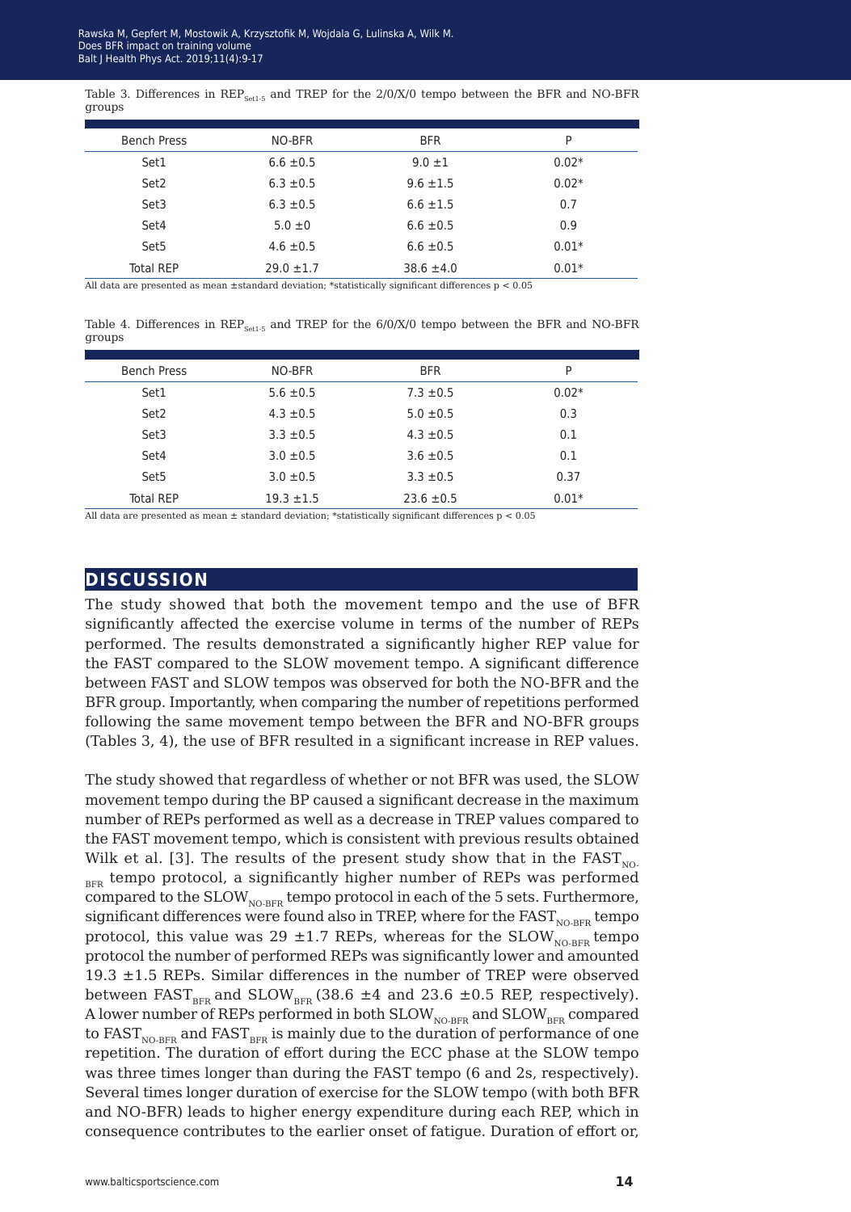Table 3. Differences in $REP_{Set1-5}$ and TREP for the 2/0/X/0 tempo between the BFR and NO-BFR groups

| Bench Press | NO-BFR | BFR | P |
|---|---|---|---|
| Set1 | 6.6 ±0.5 | 9.0 ±1 | 0.02* |
| Set2 | 6.3 ±0.5 | 9.6 ±1.5 | 0.02* |
| Set3 | 6.3 ±0.5 | 6.6 ±1.5 | 0.7 |
| Set4 | 5.0 ±0 | 6.6 ±0.5 | 0.9 |
| Set5 | 4.6 ±0.5 | 6.6 ±0.5 | 0.01* |
| Total REP | 29.0 ±1.7 | 38.6 ±4.0 | 0.01* |

All data are presented as mean ±standard deviation; *statistically significant differences $p < 0.05$

Table 4. Differences in $REP_{Set1-5}$ and TREP for the 6/0/X/0 tempo between the BFR and NO-BFR groups

| Bench Press | NO-BFR | BFR | P |
|---|---|---|---|
| Set1 | 5.6 ±0.5 | 7.3 ±0.5 | 0.02* |
| Set2 | 4.3 ±0.5 | 5.0 ±0.5 | 0.3 |
| Set3 | 3.3 ±0.5 | 4.3 ±0.5 | 0.1 |
| Set4 | 3.0 ±0.5 | 3.6 ±0.5 | 0.1 |
| Set5 | 3.0 ±0.5 | 3.3 ±0.5 | 0.37 |
| Total REP | 19.3 ±1.5 | 23.6 ±0.5 | 0.01* |

All data are presented as mean ± standard deviation; *statistically significant differences $p < 0.05$

## DISCUSSION

The study showed that both the movement tempo and the use of BFR significantly affected the exercise volume in terms of the number of REPs performed. The results demonstrated a significantly higher REP value for the FAST compared to the SLOW movement tempo. A significant difference between FAST and SLOW tempos was observed for both the NO-BFR and the BFR group. Importantly, when comparing the number of repetitions performed following the same movement tempo between the BFR and NO-BFR groups (Tables 3, 4), the use of BFR resulted in a significant increase in REP values.

The study showed that regardless of whether or not BFR was used, the SLOW movement tempo during the BP caused a significant decrease in the maximum number of REPs performed as well as a decrease in TREP values compared to the FAST movement tempo, which is consistent with previous results obtained Wilk et al. [3]. The results of the present study show that in the $FAST_{NO-BFR}$ tempo protocol, a significantly higher number of REPs was performed compared to the $SLOW_{NO-BFR}$ tempo protocol in each of the 5 sets. Furthermore, significant differences were found also in TREP, where for the $FAST_{NO-BFR}$ tempo protocol, this value was 29 ±1.7 REPs, whereas for the $SLOW_{NO-BFR}$ tempo protocol the number of performed REPs was significantly lower and amounted 19.3 ±1.5 REPs. Similar differences in the number of TREP were observed between $FAST_{BFR}$ and $SLOW_{BFR}$ (38.6 ±4 and 23.6 ±0.5 REP, respectively). A lower number of REPs performed in both $SLOW_{NO-BFR}$ and $SLOW_{BFR}$ compared to $FAST_{NO-BFR}$ and $FAST_{BFR}$ is mainly due to the duration of performance of one repetition. The duration of effort during the ECC phase at the SLOW tempo was three times longer than during the FAST tempo (6 and 2s, respectively). Several times longer duration of exercise for the SLOW tempo (with both BFR and NO-BFR) leads to higher energy expenditure during each REP, which in consequence contributes to the earlier onset of fatigue. Duration of effort or,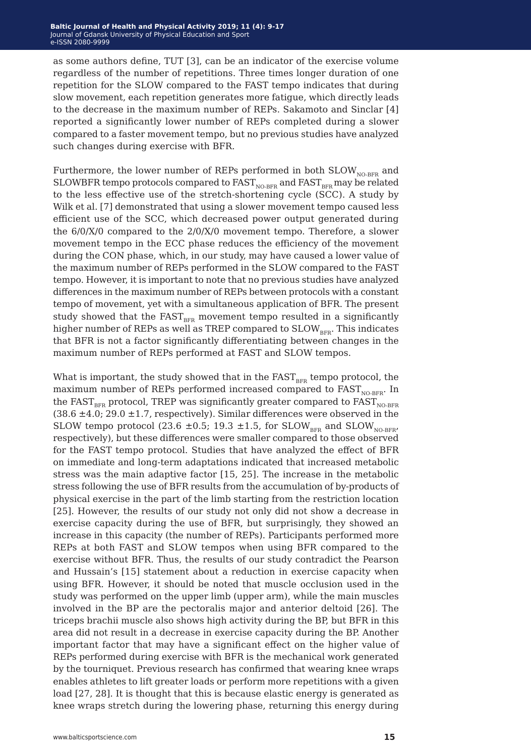as some authors define, TUT [3], can be an indicator of the exercise volume regardless of the number of repetitions. Three times longer duration of one repetition for the SLOW compared to the FAST tempo indicates that during slow movement, each repetition generates more fatigue, which directly leads to the decrease in the maximum number of REPs. Sakamoto and Sinclar [4] reported a significantly lower number of REPs completed during a slower compared to a faster movement tempo, but no previous studies have analyzed such changes during exercise with BFR.

Furthermore, the lower number of REPs performed in both $SLOW_{NO\text{-}BFR}$ and SLOWBFR tempo protocols compared to $FAST_{NO\text{-}BFR}$ and $FAST_{BFR}$ may be related to the less effective use of the stretch-shortening cycle (SCC). A study by Wilk et al. [7] demonstrated that using a slower movement tempo caused less efficient use of the SCC, which decreased power output generated during the 6/0/X/0 compared to the 2/0/X/0 movement tempo. Therefore, a slower movement tempo in the ECC phase reduces the efficiency of the movement during the CON phase, which, in our study, may have caused a lower value of the maximum number of REPs performed in the SLOW compared to the FAST tempo. However, it is important to note that no previous studies have analyzed differences in the maximum number of REPs between protocols with a constant tempo of movement, yet with a simultaneous application of BFR. The present study showed that the $FAST_{BFR}$ movement tempo resulted in a significantly higher number of REPs as well as TREP compared to $SLOW_{BFR}$. This indicates that BFR is not a factor significantly differentiating between changes in the maximum number of REPs performed at FAST and SLOW tempos.

What is important, the study showed that in the $FAST_{BFR}$ tempo protocol, the maximum number of REPs performed increased compared to $FAST_{NO\text{-}BFR}$. In the $FAST_{BFR}$ protocol, TREP was significantly greater compared to $FAST_{NO\text{-}BFR}$ (38.6 $\pm$4.0; 29.0 $\pm$1.7, respectively). Similar differences were observed in the SLOW tempo protocol (23.6 $\pm$0.5; 19.3 $\pm$1.5, for $SLOW_{BFR}$ and $SLOW_{NO\text{-}BFR}$, respectively), but these differences were smaller compared to those observed for the FAST tempo protocol. Studies that have analyzed the effect of BFR on immediate and long-term adaptations indicated that increased metabolic stress was the main adaptive factor [15, 25]. The increase in the metabolic stress following the use of BFR results from the accumulation of by-products of physical exercise in the part of the limb starting from the restriction location [25]. However, the results of our study not only did not show a decrease in exercise capacity during the use of BFR, but surprisingly, they showed an increase in this capacity (the number of REPs). Participants performed more REPs at both FAST and SLOW tempos when using BFR compared to the exercise without BFR. Thus, the results of our study contradict the Pearson and Hussain's [15] statement about a reduction in exercise capacity when using BFR. However, it should be noted that muscle occlusion used in the study was performed on the upper limb (upper arm), while the main muscles involved in the BP are the pectoralis major and anterior deltoid [26]. The triceps brachii muscle also shows high activity during the BP, but BFR in this area did not result in a decrease in exercise capacity during the BP. Another important factor that may have a significant effect on the higher value of REPs performed during exercise with BFR is the mechanical work generated by the tourniquet. Previous research has confirmed that wearing knee wraps enables athletes to lift greater loads or perform more repetitions with a given load [27, 28]. It is thought that this is because elastic energy is generated as knee wraps stretch during the lowering phase, returning this energy during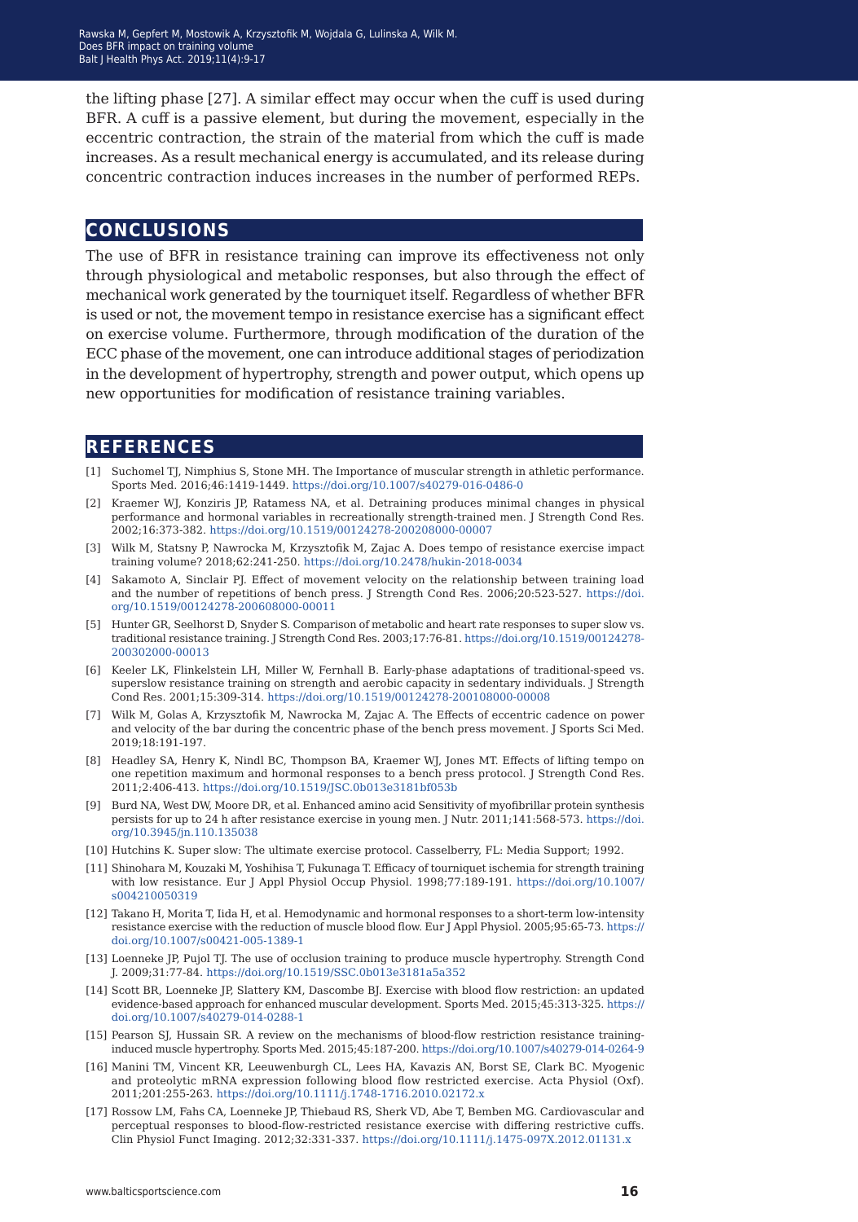the lifting phase [27]. A similar effect may occur when the cuff is used during BFR. A cuff is a passive element, but during the movement, especially in the eccentric contraction, the strain of the material from which the cuff is made increases. As a result mechanical energy is accumulated, and its release during concentric contraction induces increases in the number of performed REPs.

## CONCLUSIONS

The use of BFR in resistance training can improve its effectiveness not only through physiological and metabolic responses, but also through the effect of mechanical work generated by the tourniquet itself. Regardless of whether BFR is used or not, the movement tempo in resistance exercise has a significant effect on exercise volume. Furthermore, through modification of the duration of the ECC phase of the movement, one can introduce additional stages of periodization in the development of hypertrophy, strength and power output, which opens up new opportunities for modification of resistance training variables.

## REFERENCES

[1] Suchomel TJ, Nimphius S, Stone MH. The Importance of muscular strength in athletic performance. Sports Med. 2016;46:1419-1449. https://doi.org/10.1007/s40279-016-0486-0

[2] Kraemer WJ, Konziris JP, Ratamess NA, et al. Detraining produces minimal changes in physical performance and hormonal variables in recreationally strength-trained men. J Strength Cond Res. 2002;16:373-382. https://doi.org/10.1519/00124278-200208000-00007

[3] Wilk M, Statsny P, Nawrocka M, Krzysztofik M, Zajac A. Does tempo of resistance exercise impact training volume? 2018;62:241-250. https://doi.org/10.2478/hukin-2018-0034

[4] Sakamoto A, Sinclair PJ. Effect of movement velocity on the relationship between training load and the number of repetitions of bench press. J Strength Cond Res. 2006;20:523-527. https://doi.org/10.1519/00124278-200608000-00011

[5] Hunter GR, Seelhorst D, Snyder S. Comparison of metabolic and heart rate responses to super slow vs. traditional resistance training. J Strength Cond Res. 2003;17:76-81. https://doi.org/10.1519/00124278-200302000-00013

[6] Keeler LK, Flinkelstein LH, Miller W, Fernhall B. Early-phase adaptations of traditional-speed vs. superslow resistance training on strength and aerobic capacity in sedentary individuals. J Strength Cond Res. 2001;15:309-314. https://doi.org/10.1519/00124278-200108000-00008

[7] Wilk M, Golas A, Krzysztofik M, Nawrocka M, Zajac A. The Effects of eccentric cadence on power and velocity of the bar during the concentric phase of the bench press movement. J Sports Sci Med. 2019;18:191-197.

[8] Headley SA, Henry K, Nindl BC, Thompson BA, Kraemer WJ, Jones MT. Effects of lifting tempo on one repetition maximum and hormonal responses to a bench press protocol. J Strength Cond Res. 2011;2:406-413. https://doi.org/10.1519/JSC.0b013e3181bf053b

[9] Burd NA, West DW, Moore DR, et al. Enhanced amino acid Sensitivity of myofibrillar protein synthesis persists for up to 24 h after resistance exercise in young men. J Nutr. 2011;141:568-573. https://doi.org/10.3945/jn.110.135038

[10] Hutchins K. Super slow: The ultimate exercise protocol. Casselberry, FL: Media Support; 1992.

[11] Shinohara M, Kouzaki M, Yoshihisa T, Fukunaga T. Efficacy of tourniquet ischemia for strength training with low resistance. Eur J Appl Physiol Occup Physiol. 1998;77:189-191. https://doi.org/10.1007/s004210050319

[12] Takano H, Morita T, Iida H, et al. Hemodynamic and hormonal responses to a short-term low-intensity resistance exercise with the reduction of muscle blood flow. Eur J Appl Physiol. 2005;95:65-73. https://doi.org/10.1007/s00421-005-1389-1

[13] Loenneke JP, Pujol TJ. The use of occlusion training to produce muscle hypertrophy. Strength Cond J. 2009;31:77-84. https://doi.org/10.1519/SSC.0b013e3181a5a352

[14] Scott BR, Loenneke JP, Slattery KM, Dascombe BJ. Exercise with blood flow restriction: an updated evidence-based approach for enhanced muscular development. Sports Med. 2015;45:313-325. https://doi.org/10.1007/s40279-014-0288-1

[15] Pearson SJ, Hussain SR. A review on the mechanisms of blood-flow restriction resistance training-induced muscle hypertrophy. Sports Med. 2015;45:187-200. https://doi.org/10.1007/s40279-014-0264-9

[16] Manini TM, Vincent KR, Leeuwenburgh CL, Lees HA, Kavazis AN, Borst SE, Clark BC. Myogenic and proteolytic mRNA expression following blood flow restricted exercise. Acta Physiol (Oxf). 2011;201:255-263. https://doi.org/10.1111/j.1748-1716.2010.02172.x

[17] Rossow LM, Fahs CA, Loenneke JP, Thiebaud RS, Sherk VD, Abe T, Bemben MG. Cardiovascular and perceptual responses to blood-flow-restricted resistance exercise with differing restrictive cuffs. Clin Physiol Funct Imaging. 2012;32:331-337. https://doi.org/10.1111/j.1475-097X.2012.01131.x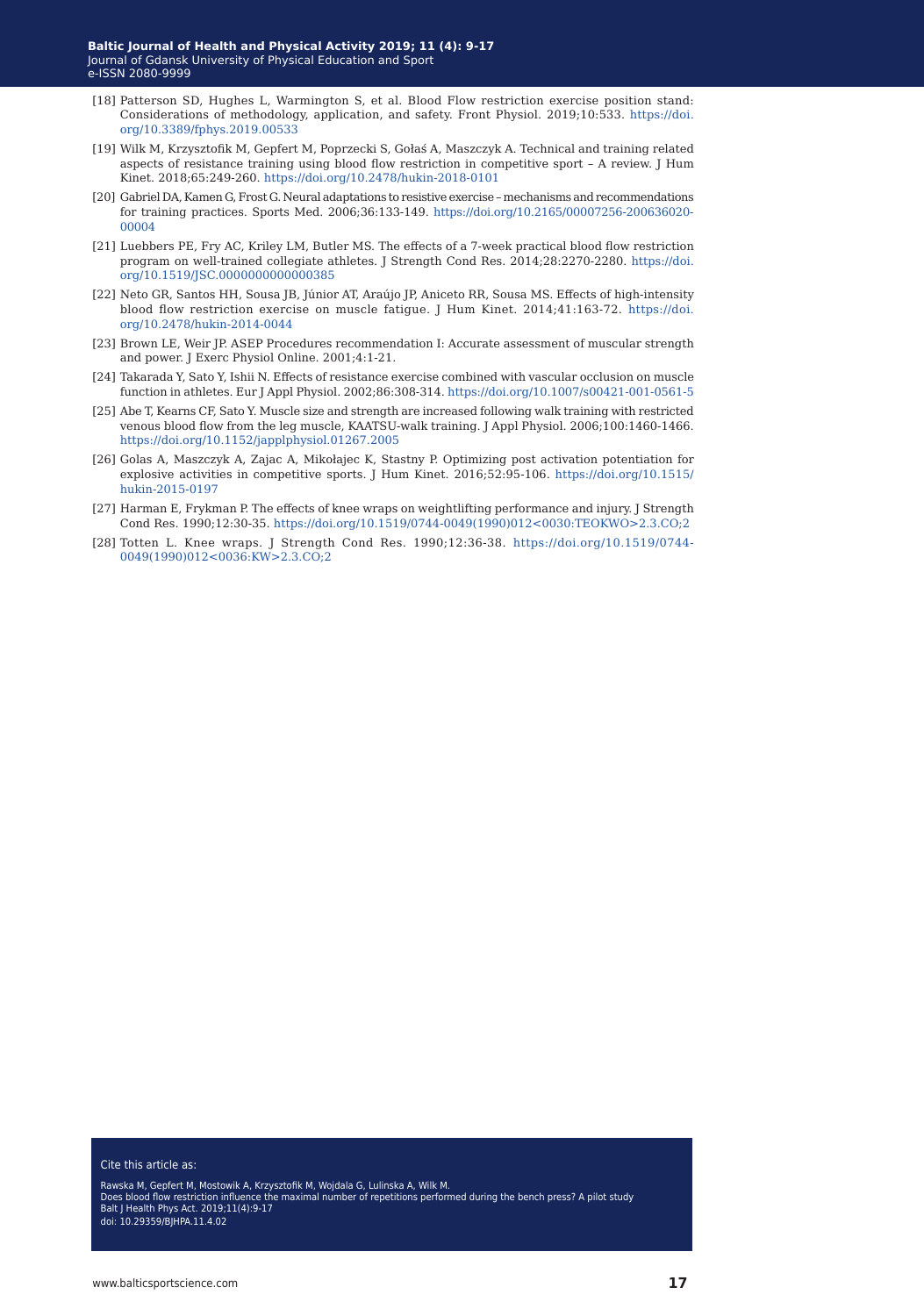[18] Patterson SD, Hughes L, Warmington S, et al. Blood Flow restriction exercise position stand: Considerations of methodology, application, and safety. Front Physiol. 2019;10:533. https://doi.org/10.3389/fphys.2019.00533

[19] Wilk M, Krzysztofik M, Gepfert M, Poprzecki S, Gołaś A, Maszczyk A. Technical and training related aspects of resistance training using blood flow restriction in competitive sport – A review. J Hum Kinet. 2018;65:249-260. https://doi.org/10.2478/hukin-2018-0101

[20] Gabriel DA, Kamen G, Frost G. Neural adaptations to resistive exercise – mechanisms and recommendations for training practices. Sports Med. 2006;36:133-149. https://doi.org/10.2165/00007256-200636020-00004

[21] Luebbers PE, Fry AC, Kriley LM, Butler MS. The effects of a 7-week practical blood flow restriction program on well-trained collegiate athletes. J Strength Cond Res. 2014;28:2270-2280. https://doi.org/10.1519/JSC.0000000000000385

[22] Neto GR, Santos HH, Sousa JB, Júnior AT, Araújo JP, Aniceto RR, Sousa MS. Effects of high-intensity blood flow restriction exercise on muscle fatigue. J Hum Kinet. 2014;41:163-72. https://doi.org/10.2478/hukin-2014-0044

[23] Brown LE, Weir JP. ASEP Procedures recommendation I: Accurate assessment of muscular strength and power. J Exerc Physiol Online. 2001;4:1-21.

[24] Takarada Y, Sato Y, Ishii N. Effects of resistance exercise combined with vascular occlusion on muscle function in athletes. Eur J Appl Physiol. 2002;86:308-314. https://doi.org/10.1007/s00421-001-0561-5

[25] Abe T, Kearns CF, Sato Y. Muscle size and strength are increased following walk training with restricted venous blood flow from the leg muscle, KAATSU-walk training. J Appl Physiol. 2006;100:1460-1466. https://doi.org/10.1152/japplphysiol.01267.2005

[26] Golas A, Maszczyk A, Zajac A, Mikołajec K, Stastny P. Optimizing post activation potentiation for explosive activities in competitive sports. J Hum Kinet. 2016;52:95-106. https://doi.org/10.1515/hukin-2015-0197

[27] Harman E, Frykman P. The effects of knee wraps on weightlifting performance and injury. J Strength Cond Res. 1990;12:30-35. https://doi.org/10.1519/0744-0049(1990)012<0030:TEOKWO>2.3.CO;2

[28] Totten L. Knee wraps. J Strength Cond Res. 1990;12:36-38. https://doi.org/10.1519/0744-0049(1990)012<0036:KW>2.3.CO;2

Cite this article as:

Rawska M, Gepfert M, Mostowik A, Krzysztofik M, Wojdala G, Lulinska A, Wilk M.
Does blood flow restriction influence the maximal number of repetitions performed during the bench press? A pilot study
Balt J Health Phys Act. 2019;11(4):9-17
doi: 10.29359/BJHPA.11.4.02